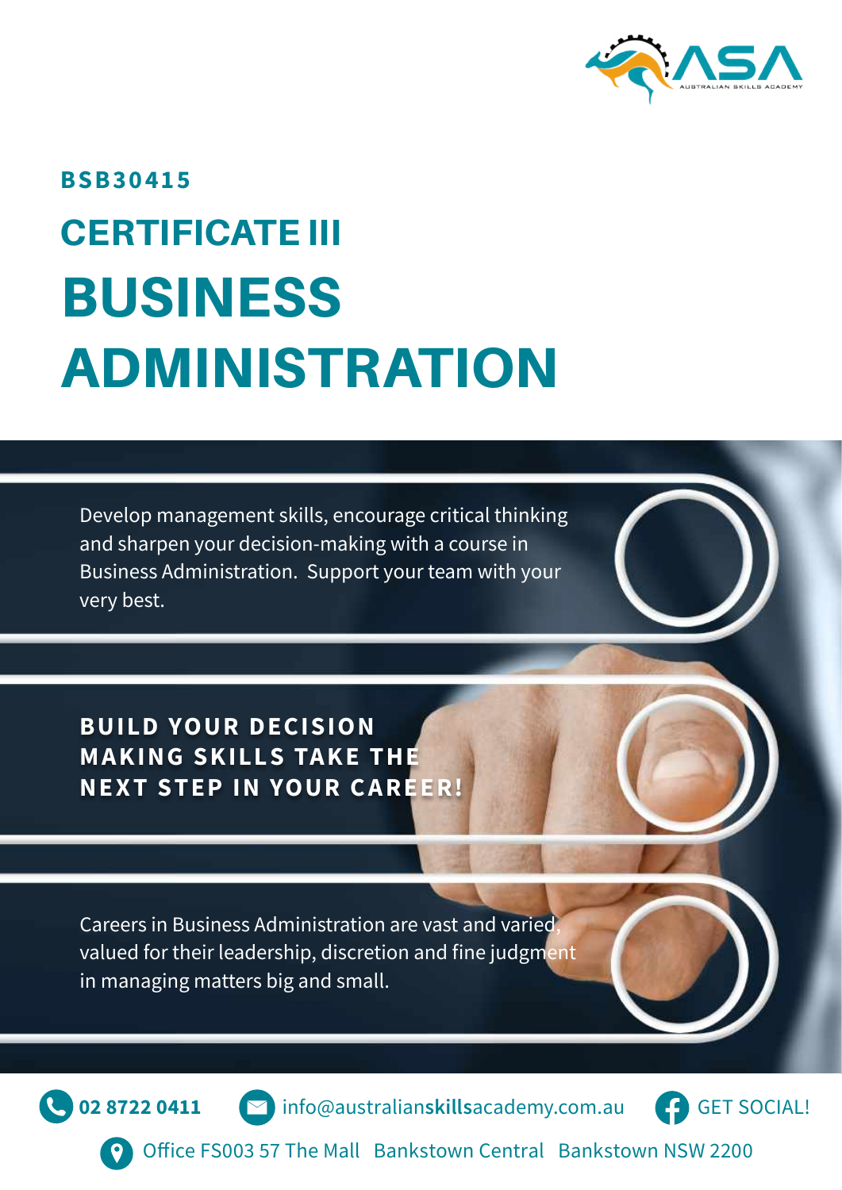**BSB30415**

# CERTIFICATE III BUSINESS ADMINISTRATION

Develop management skills, encourage critical thinking and sharpen your decision-making with a course in Business Administration. Support your team with your very best.

**BUILD YOUR DECISION MAKING SKILLS TAKE THE NEXT STEP IN YOUR CAREER!**

Careers in Business Administration are vast and varied, valued for their leadership, discretion and fine judgment in managing matters big and small.

**02 8722 0411** info@australianskillsacademy.com.au GET SOCIAL!

Office FS003 57 The Mall Bankstown Central Bankstown NSW 2200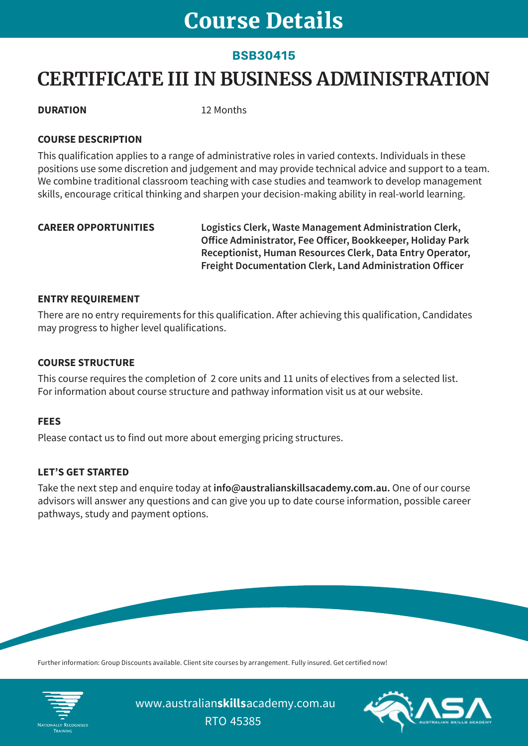# Course Details

**BSB30415**

## CERTIFICATE III IN BUSINESS ADMINISTRATION

**DURATION** 12 Months

**COURSE DESCRIPTION**

This qualification applies to a range of administrative roles in varied contexts. Individuals in these positions use some discretion and judgement and may provide technical advice and support to a team. We combine traditional classroom teaching with case studies and teamwork to develop management skills, encourage critical thinking and sharpen your decision-making ability in real-world learning.

**CAREER OPPORTUNITIES** **Logistics Clerk, Waste Management Administration Clerk, Office Administrator, Fee Officer, Bookkeeper, Holiday Park Receptionist, Human Resources Clerk, Data Entry Operator, Freight Documentation Clerk, Land Administration Officer**

**ENTRY REQUIREMENT**

There are no entry requirements for this qualification. After achieving this qualification, Candidates may progress to higher level qualifications.

**COURSE STRUCTURE**

This course requires the completion of 2 core units and 11 units of electives from a selected list. For information about course structure and pathway information visit us at our website.

**FEES**

Please contact us to find out more about emerging pricing structures.

**LET'S GET STARTED**

Take the next step and enquire today at **info@australianskillsacademy.com.au.** One of our course advisors will answer any questions and can give you up to date course information, possible career pathways, study and payment options.

Further information: Group Discounts available. Client site courses by arrangement. Fully insured. Get certified now!

Nationally Recognised Training

www.australian**skills**academy.com.au
RTO 45385

ASA Australian Skills Academy